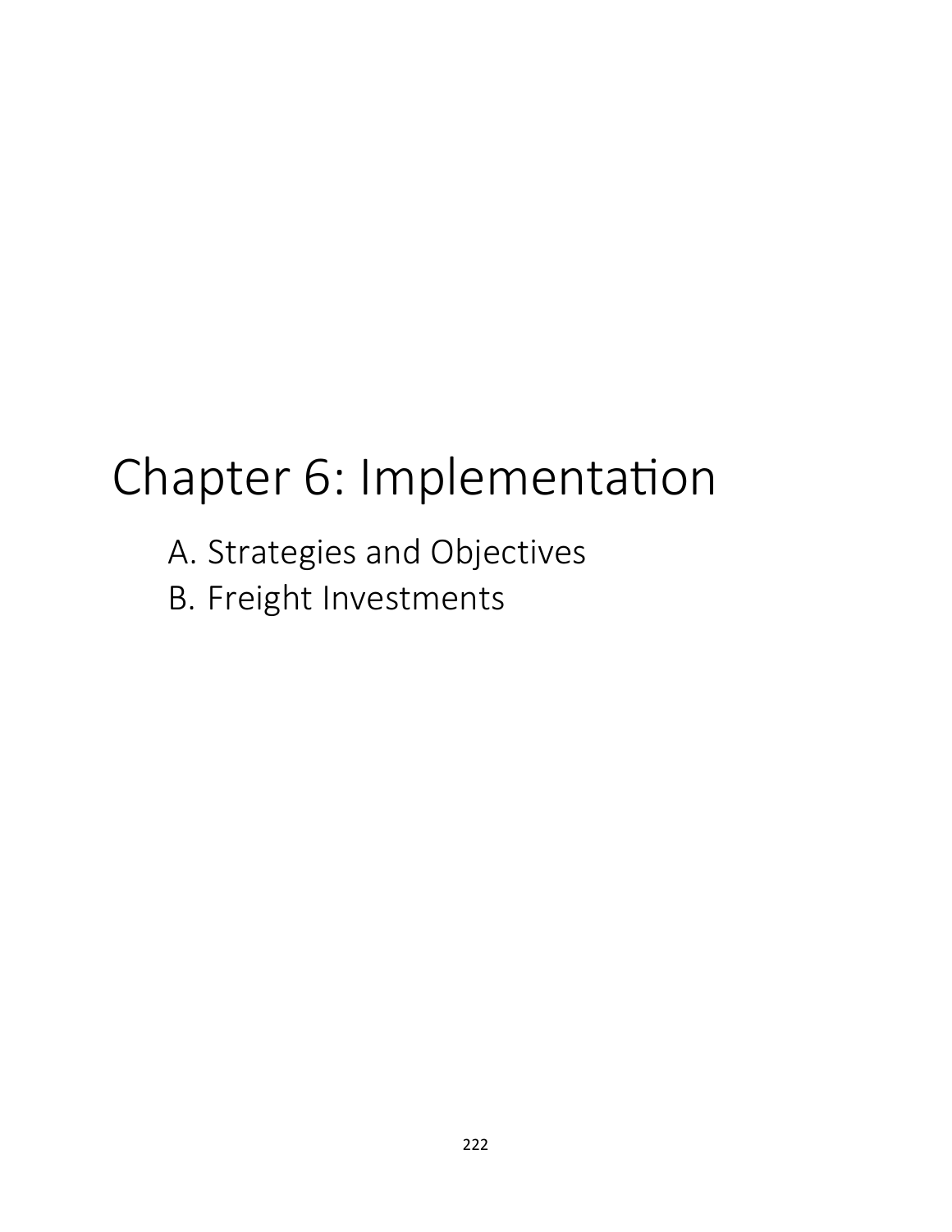# Chapter 6: Implementation

A. Strategies and Objectives
B. Freight Investments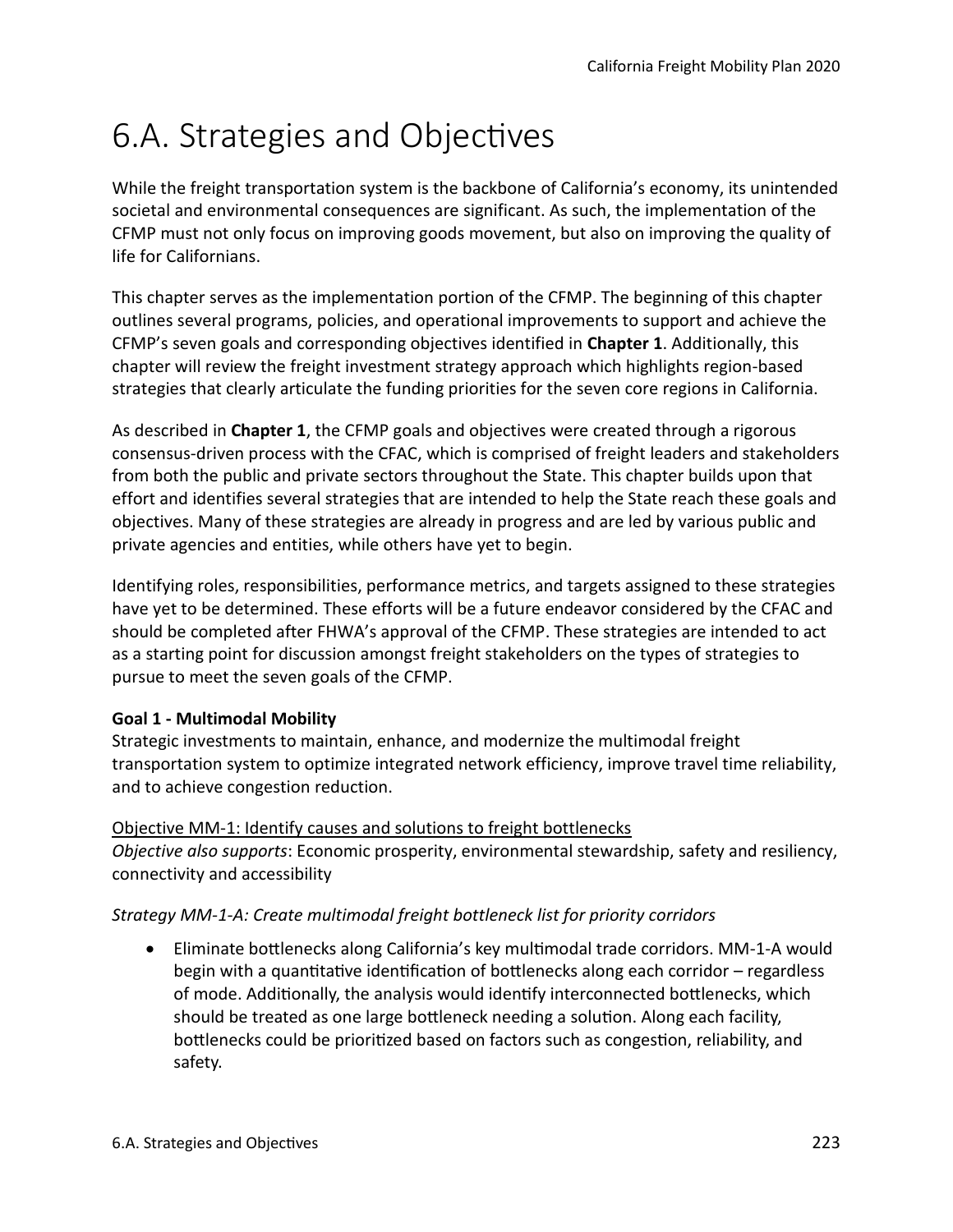# 6.A. Strategies and Objectives

While the freight transportation system is the backbone of California's economy, its unintended societal and environmental consequences are significant. As such, the implementation of the CFMP must not only focus on improving goods movement, but also on improving the quality of life for Californians.

This chapter serves as the implementation portion of the CFMP. The beginning of this chapter outlines several programs, policies, and operational improvements to support and achieve the CFMP's seven goals and corresponding objectives identified in **Chapter 1**. Additionally, this chapter will review the freight investment strategy approach which highlights region-based strategies that clearly articulate the funding priorities for the seven core regions in California.

As described in **Chapter 1**, the CFMP goals and objectives were created through a rigorous consensus-driven process with the CFAC, which is comprised of freight leaders and stakeholders from both the public and private sectors throughout the State. This chapter builds upon that effort and identifies several strategies that are intended to help the State reach these goals and objectives. Many of these strategies are already in progress and are led by various public and private agencies and entities, while others have yet to begin.

Identifying roles, responsibilities, performance metrics, and targets assigned to these strategies have yet to be determined. These efforts will be a future endeavor considered by the CFAC and should be completed after FHWA's approval of the CFMP. These strategies are intended to act as a starting point for discussion amongst freight stakeholders on the types of strategies to pursue to meet the seven goals of the CFMP.

**Goal 1 - Multimodal Mobility**

Strategic investments to maintain, enhance, and modernize the multimodal freight transportation system to optimize integrated network efficiency, improve travel time reliability, and to achieve congestion reduction.

<u>Objective MM-1: Identify causes and solutions to freight bottlenecks</u>

*Objective also supports*: Economic prosperity, environmental stewardship, safety and resiliency, connectivity and accessibility

*Strategy MM-1-A: Create multimodal freight bottleneck list for priority corridors*

- Eliminate bottlenecks along California's key multimodal trade corridors. MM-1-A would begin with a quantitative identification of bottlenecks along each corridor – regardless of mode. Additionally, the analysis would identify interconnected bottlenecks, which should be treated as one large bottleneck needing a solution. Along each facility, bottlenecks could be prioritized based on factors such as congestion, reliability, and safety.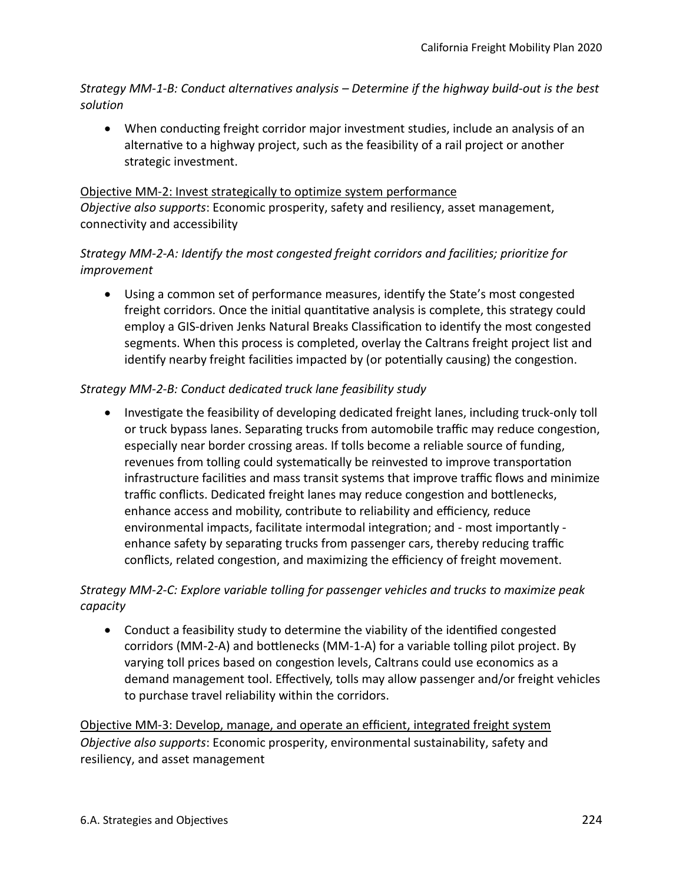*Strategy MM-1-B: Conduct alternatives analysis – Determine if the highway build-out is the best solution*

- When conducting freight corridor major investment studies, include an analysis of an alternative to a highway project, such as the feasibility of a rail project or another strategic investment.

<u>Objective MM-2: Invest strategically to optimize system performance</u>
*Objective also supports*: Economic prosperity, safety and resiliency, asset management, connectivity and accessibility

*Strategy MM-2-A: Identify the most congested freight corridors and facilities; prioritize for improvement*

- Using a common set of performance measures, identify the State's most congested freight corridors. Once the initial quantitative analysis is complete, this strategy could employ a GIS-driven Jenks Natural Breaks Classification to identify the most congested segments. When this process is completed, overlay the Caltrans freight project list and identify nearby freight facilities impacted by (or potentially causing) the congestion.

*Strategy MM-2-B: Conduct dedicated truck lane feasibility study*

- Investigate the feasibility of developing dedicated freight lanes, including truck-only toll or truck bypass lanes. Separating trucks from automobile traffic may reduce congestion, especially near border crossing areas. If tolls become a reliable source of funding, revenues from tolling could systematically be reinvested to improve transportation infrastructure facilities and mass transit systems that improve traffic flows and minimize traffic conflicts. Dedicated freight lanes may reduce congestion and bottlenecks, enhance access and mobility, contribute to reliability and efficiency, reduce environmental impacts, facilitate intermodal integration; and - most importantly - enhance safety by separating trucks from passenger cars, thereby reducing traffic conflicts, related congestion, and maximizing the efficiency of freight movement.

*Strategy MM-2-C: Explore variable tolling for passenger vehicles and trucks to maximize peak capacity*

- Conduct a feasibility study to determine the viability of the identified congested corridors (MM-2-A) and bottlenecks (MM-1-A) for a variable tolling pilot project. By varying toll prices based on congestion levels, Caltrans could use economics as a demand management tool. Effectively, tolls may allow passenger and/or freight vehicles to purchase travel reliability within the corridors.

<u>Objective MM-3: Develop, manage, and operate an efficient, integrated freight system</u>
*Objective also supports*: Economic prosperity, environmental sustainability, safety and resiliency, and asset management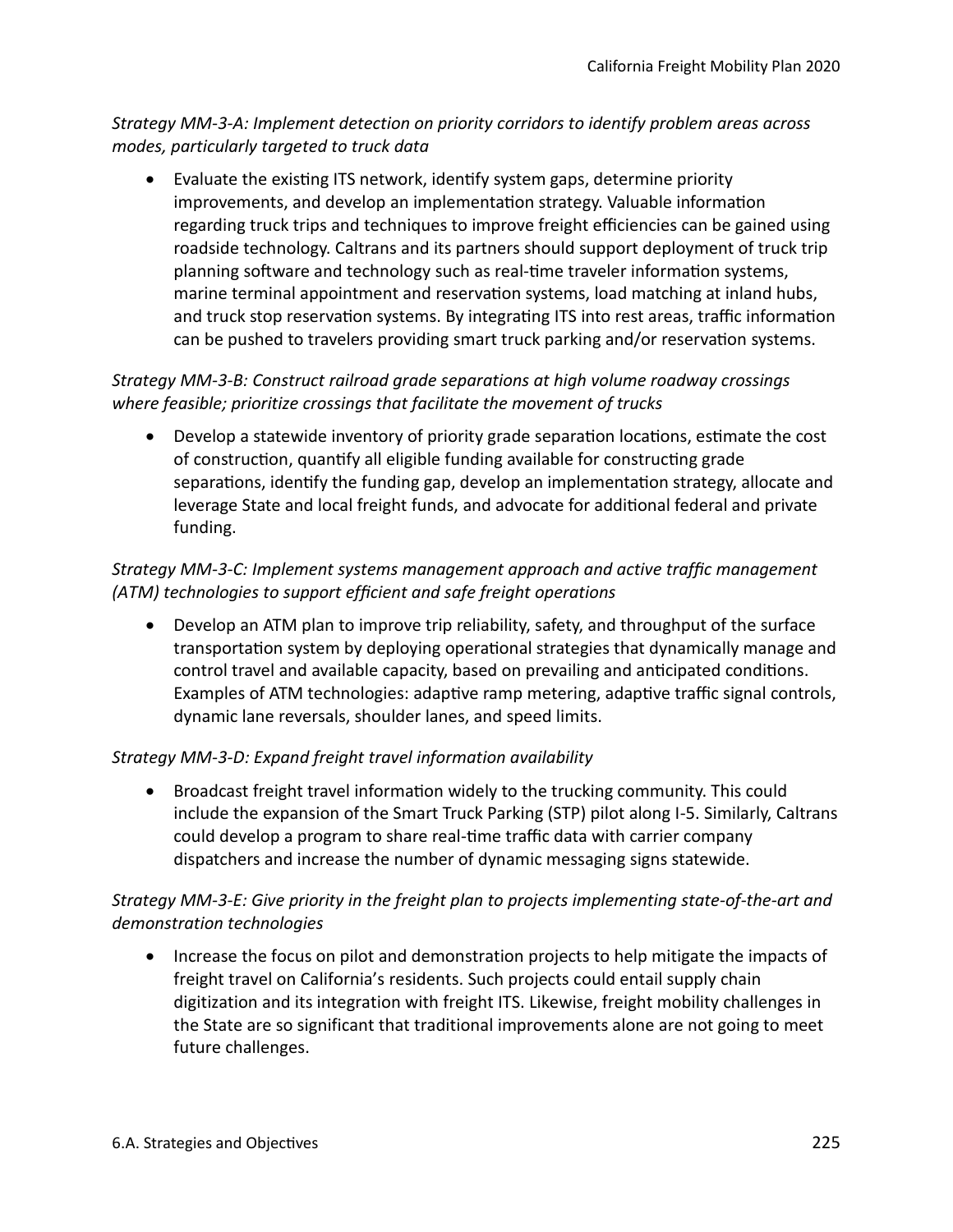*Strategy MM-3-A: Implement detection on priority corridors to identify problem areas across modes, particularly targeted to truck data*

- Evaluate the existing ITS network, identify system gaps, determine priority improvements, and develop an implementation strategy. Valuable information regarding truck trips and techniques to improve freight efficiencies can be gained using roadside technology. Caltrans and its partners should support deployment of truck trip planning software and technology such as real-time traveler information systems, marine terminal appointment and reservation systems, load matching at inland hubs, and truck stop reservation systems. By integrating ITS into rest areas, traffic information can be pushed to travelers providing smart truck parking and/or reservation systems.

*Strategy MM-3-B: Construct railroad grade separations at high volume roadway crossings where feasible; prioritize crossings that facilitate the movement of trucks*

- Develop a statewide inventory of priority grade separation locations, estimate the cost of construction, quantify all eligible funding available for constructing grade separations, identify the funding gap, develop an implementation strategy, allocate and leverage State and local freight funds, and advocate for additional federal and private funding.

*Strategy MM-3-C: Implement systems management approach and active traffic management (ATM) technologies to support efficient and safe freight operations*

- Develop an ATM plan to improve trip reliability, safety, and throughput of the surface transportation system by deploying operational strategies that dynamically manage and control travel and available capacity, based on prevailing and anticipated conditions. Examples of ATM technologies: adaptive ramp metering, adaptive traffic signal controls, dynamic lane reversals, shoulder lanes, and speed limits.

*Strategy MM-3-D: Expand freight travel information availability*

- Broadcast freight travel information widely to the trucking community. This could include the expansion of the Smart Truck Parking (STP) pilot along I-5. Similarly, Caltrans could develop a program to share real-time traffic data with carrier company dispatchers and increase the number of dynamic messaging signs statewide.

*Strategy MM-3-E: Give priority in the freight plan to projects implementing state-of-the-art and demonstration technologies*

- Increase the focus on pilot and demonstration projects to help mitigate the impacts of freight travel on California's residents. Such projects could entail supply chain digitization and its integration with freight ITS. Likewise, freight mobility challenges in the State are so significant that traditional improvements alone are not going to meet future challenges.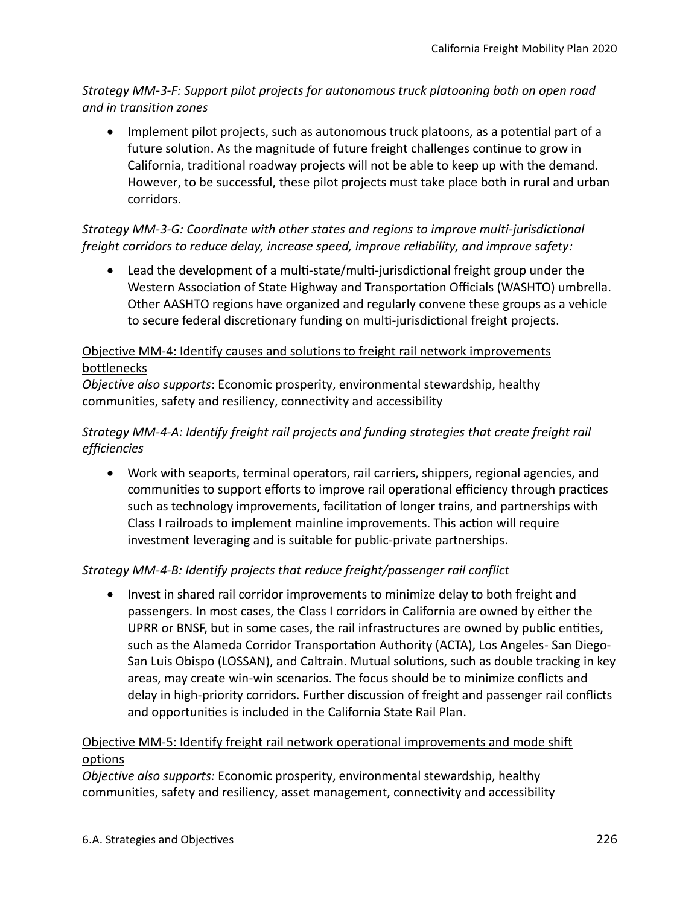*Strategy MM-3-F: Support pilot projects for autonomous truck platooning both on open road and in transition zones*

- Implement pilot projects, such as autonomous truck platoons, as a potential part of a future solution. As the magnitude of future freight challenges continue to grow in California, traditional roadway projects will not be able to keep up with the demand. However, to be successful, these pilot projects must take place both in rural and urban corridors.

*Strategy MM-3-G: Coordinate with other states and regions to improve multi-jurisdictional freight corridors to reduce delay, increase speed, improve reliability, and improve safety:*

- Lead the development of a multi-state/multi-jurisdictional freight group under the Western Association of State Highway and Transportation Officials (WASHTO) umbrella. Other AASHTO regions have organized and regularly convene these groups as a vehicle to secure federal discretionary funding on multi-jurisdictional freight projects.

<u>Objective MM-4: Identify causes and solutions to freight rail network improvements bottlenecks</u>

*Objective also supports*: Economic prosperity, environmental stewardship, healthy communities, safety and resiliency, connectivity and accessibility

*Strategy MM-4-A: Identify freight rail projects and funding strategies that create freight rail efficiencies*

- Work with seaports, terminal operators, rail carriers, shippers, regional agencies, and communities to support efforts to improve rail operational efficiency through practices such as technology improvements, facilitation of longer trains, and partnerships with Class I railroads to implement mainline improvements. This action will require investment leveraging and is suitable for public-private partnerships.

*Strategy MM-4-B: Identify projects that reduce freight/passenger rail conflict*

- Invest in shared rail corridor improvements to minimize delay to both freight and passengers. In most cases, the Class I corridors in California are owned by either the UPRR or BNSF, but in some cases, the rail infrastructures are owned by public entities, such as the Alameda Corridor Transportation Authority (ACTA), Los Angeles- San Diego-San Luis Obispo (LOSSAN), and Caltrain. Mutual solutions, such as double tracking in key areas, may create win-win scenarios. The focus should be to minimize conflicts and delay in high-priority corridors. Further discussion of freight and passenger rail conflicts and opportunities is included in the California State Rail Plan.

<u>Objective MM-5: Identify freight rail network operational improvements and mode shift options</u>

*Objective also supports:* Economic prosperity, environmental stewardship, healthy communities, safety and resiliency, asset management, connectivity and accessibility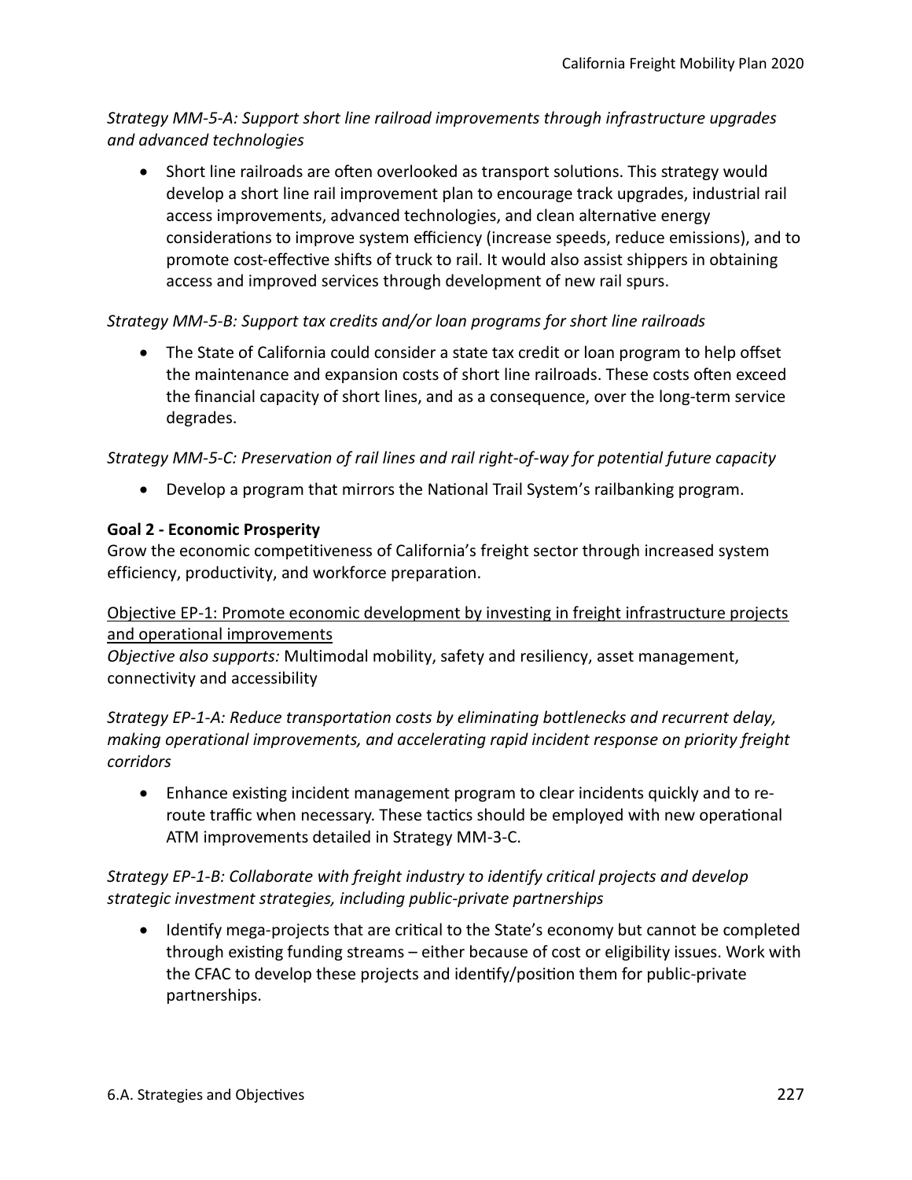*Strategy MM-5-A: Support short line railroad improvements through infrastructure upgrades and advanced technologies*

- Short line railroads are often overlooked as transport solutions. This strategy would develop a short line rail improvement plan to encourage track upgrades, industrial rail access improvements, advanced technologies, and clean alternative energy considerations to improve system efficiency (increase speeds, reduce emissions), and to promote cost-effective shifts of truck to rail. It would also assist shippers in obtaining access and improved services through development of new rail spurs.

*Strategy MM-5-B: Support tax credits and/or loan programs for short line railroads*

- The State of California could consider a state tax credit or loan program to help offset the maintenance and expansion costs of short line railroads. These costs often exceed the financial capacity of short lines, and as a consequence, over the long-term service degrades.

*Strategy MM-5-C: Preservation of rail lines and rail right-of-way for potential future capacity*

- Develop a program that mirrors the National Trail System's railbanking program.

**Goal 2 - Economic Prosperity**

Grow the economic competitiveness of California's freight sector through increased system efficiency, productivity, and workforce preparation.

<u>Objective EP-1: Promote economic development by investing in freight infrastructure projects and operational improvements</u>

*Objective also supports:* Multimodal mobility, safety and resiliency, asset management, connectivity and accessibility

*Strategy EP-1-A: Reduce transportation costs by eliminating bottlenecks and recurrent delay, making operational improvements, and accelerating rapid incident response on priority freight corridors*

- Enhance existing incident management program to clear incidents quickly and to re-route traffic when necessary. These tactics should be employed with new operational ATM improvements detailed in Strategy MM-3-C.

*Strategy EP-1-B: Collaborate with freight industry to identify critical projects and develop strategic investment strategies, including public-private partnerships*

- Identify mega-projects that are critical to the State's economy but cannot be completed through existing funding streams – either because of cost or eligibility issues. Work with the CFAC to develop these projects and identify/position them for public-private partnerships.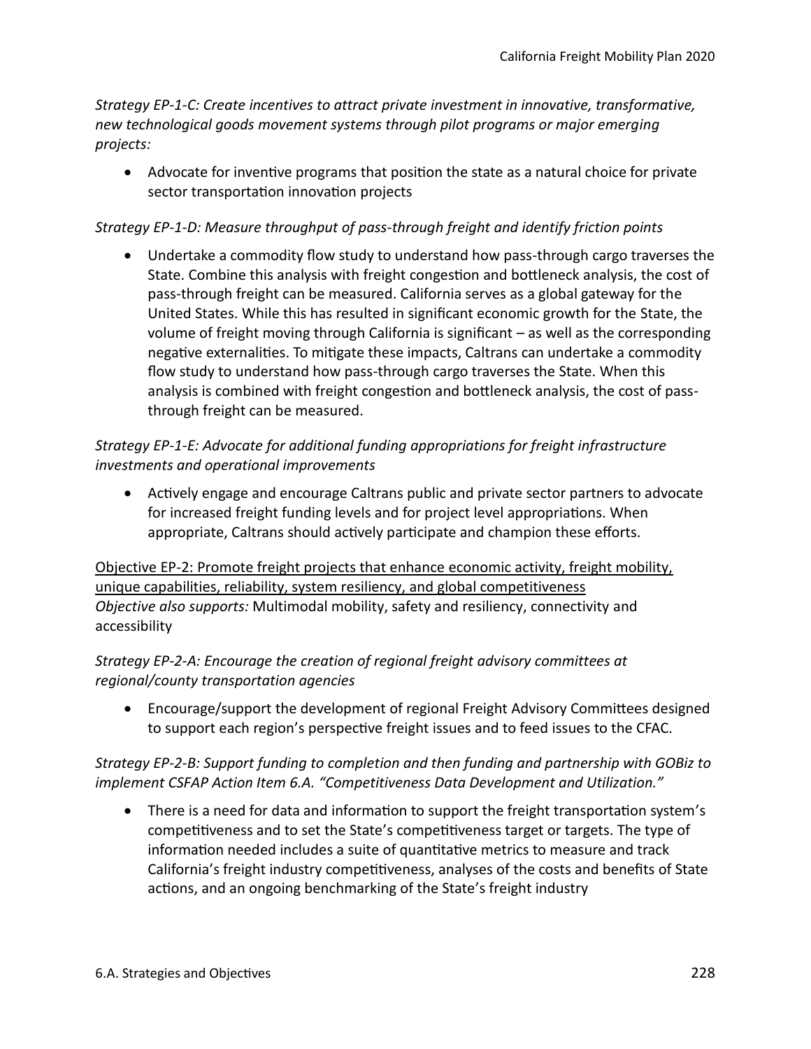*Strategy EP-1-C: Create incentives to attract private investment in innovative, transformative, new technological goods movement systems through pilot programs or major emerging projects:*

- Advocate for inventive programs that position the state as a natural choice for private sector transportation innovation projects

*Strategy EP-1-D: Measure throughput of pass-through freight and identify friction points*

- Undertake a commodity flow study to understand how pass-through cargo traverses the State. Combine this analysis with freight congestion and bottleneck analysis, the cost of pass-through freight can be measured. California serves as a global gateway for the United States. While this has resulted in significant economic growth for the State, the volume of freight moving through California is significant – as well as the corresponding negative externalities. To mitigate these impacts, Caltrans can undertake a commodity flow study to understand how pass-through cargo traverses the State. When this analysis is combined with freight congestion and bottleneck analysis, the cost of pass-through freight can be measured.

*Strategy EP-1-E: Advocate for additional funding appropriations for freight infrastructure investments and operational improvements*

- Actively engage and encourage Caltrans public and private sector partners to advocate for increased freight funding levels and for project level appropriations. When appropriate, Caltrans should actively participate and champion these efforts.

<u>Objective EP-2: Promote freight projects that enhance economic activity, freight mobility, unique capabilities, reliability, system resiliency, and global competitiveness</u>
*Objective also supports:* Multimodal mobility, safety and resiliency, connectivity and accessibility

*Strategy EP-2-A: Encourage the creation of regional freight advisory committees at regional/county transportation agencies*

- Encourage/support the development of regional Freight Advisory Committees designed to support each region's perspective freight issues and to feed issues to the CFAC.

*Strategy EP-2-B: Support funding to completion and then funding and partnership with GOBiz to implement CSFAP Action Item 6.A. "Competitiveness Data Development and Utilization."*

- There is a need for data and information to support the freight transportation system's competitiveness and to set the State's competitiveness target or targets. The type of information needed includes a suite of quantitative metrics to measure and track California's freight industry competitiveness, analyses of the costs and benefits of State actions, and an ongoing benchmarking of the State's freight industry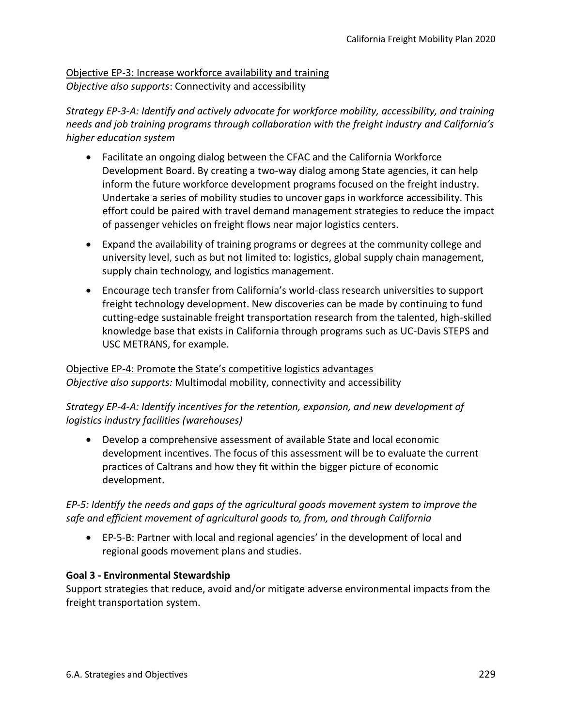<u>Objective EP-3: Increase workforce availability and training</u>
*Objective also supports*: Connectivity and accessibility

*Strategy EP-3-A: Identify and actively advocate for workforce mobility, accessibility, and training needs and job training programs through collaboration with the freight industry and California's higher education system*

- Facilitate an ongoing dialog between the CFAC and the California Workforce Development Board. By creating a two-way dialog among State agencies, it can help inform the future workforce development programs focused on the freight industry. Undertake a series of mobility studies to uncover gaps in workforce accessibility. This effort could be paired with travel demand management strategies to reduce the impact of passenger vehicles on freight flows near major logistics centers.
- Expand the availability of training programs or degrees at the community college and university level, such as but not limited to: logistics, global supply chain management, supply chain technology, and logistics management.
- Encourage tech transfer from California's world-class research universities to support freight technology development. New discoveries can be made by continuing to fund cutting-edge sustainable freight transportation research from the talented, high-skilled knowledge base that exists in California through programs such as UC-Davis STEPS and USC METRANS, for example.

<u>Objective EP-4: Promote the State's competitive logistics advantages</u>
*Objective also supports:* Multimodal mobility, connectivity and accessibility

*Strategy EP-4-A: Identify incentives for the retention, expansion, and new development of logistics industry facilities (warehouses)*

- Develop a comprehensive assessment of available State and local economic development incentives. The focus of this assessment will be to evaluate the current practices of Caltrans and how they fit within the bigger picture of economic development.

*EP-5: Identify the needs and gaps of the agricultural goods movement system to improve the safe and efficient movement of agricultural goods to, from, and through California*

- EP-5-B: Partner with local and regional agencies' in the development of local and regional goods movement plans and studies.

**Goal 3 - Environmental Stewardship**
Support strategies that reduce, avoid and/or mitigate adverse environmental impacts from the freight transportation system.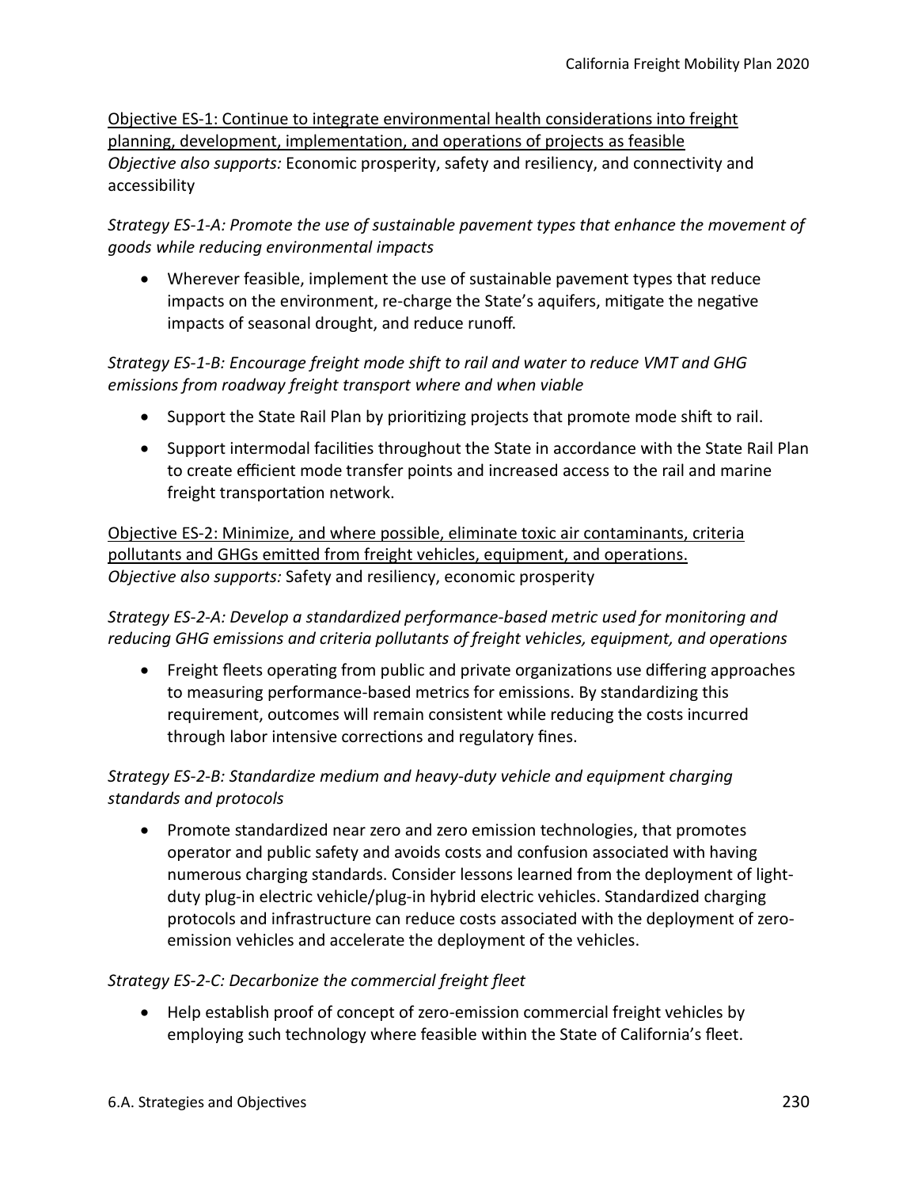<u>Objective ES-1: Continue to integrate environmental health considerations into freight planning, development, implementation, and operations of projects as feasible</u>
*Objective also supports:* Economic prosperity, safety and resiliency, and connectivity and accessibility

*Strategy ES-1-A: Promote the use of sustainable pavement types that enhance the movement of goods while reducing environmental impacts*

- Wherever feasible, implement the use of sustainable pavement types that reduce impacts on the environment, re-charge the State's aquifers, mitigate the negative impacts of seasonal drought, and reduce runoff.

*Strategy ES-1-B: Encourage freight mode shift to rail and water to reduce VMT and GHG emissions from roadway freight transport where and when viable*

- Support the State Rail Plan by prioritizing projects that promote mode shift to rail.
- Support intermodal facilities throughout the State in accordance with the State Rail Plan to create efficient mode transfer points and increased access to the rail and marine freight transportation network.

<u>Objective ES-2: Minimize, and where possible, eliminate toxic air contaminants, criteria pollutants and GHGs emitted from freight vehicles, equipment, and operations.</u>
*Objective also supports:* Safety and resiliency, economic prosperity

*Strategy ES-2-A: Develop a standardized performance-based metric used for monitoring and reducing GHG emissions and criteria pollutants of freight vehicles, equipment, and operations*

- Freight fleets operating from public and private organizations use differing approaches to measuring performance-based metrics for emissions. By standardizing this requirement, outcomes will remain consistent while reducing the costs incurred through labor intensive corrections and regulatory fines.

*Strategy ES-2-B: Standardize medium and heavy-duty vehicle and equipment charging standards and protocols*

- Promote standardized near zero and zero emission technologies, that promotes operator and public safety and avoids costs and confusion associated with having numerous charging standards. Consider lessons learned from the deployment of light-duty plug-in electric vehicle/plug-in hybrid electric vehicles. Standardized charging protocols and infrastructure can reduce costs associated with the deployment of zero-emission vehicles and accelerate the deployment of the vehicles.

*Strategy ES-2-C: Decarbonize the commercial freight fleet*

- Help establish proof of concept of zero-emission commercial freight vehicles by employing such technology where feasible within the State of California's fleet.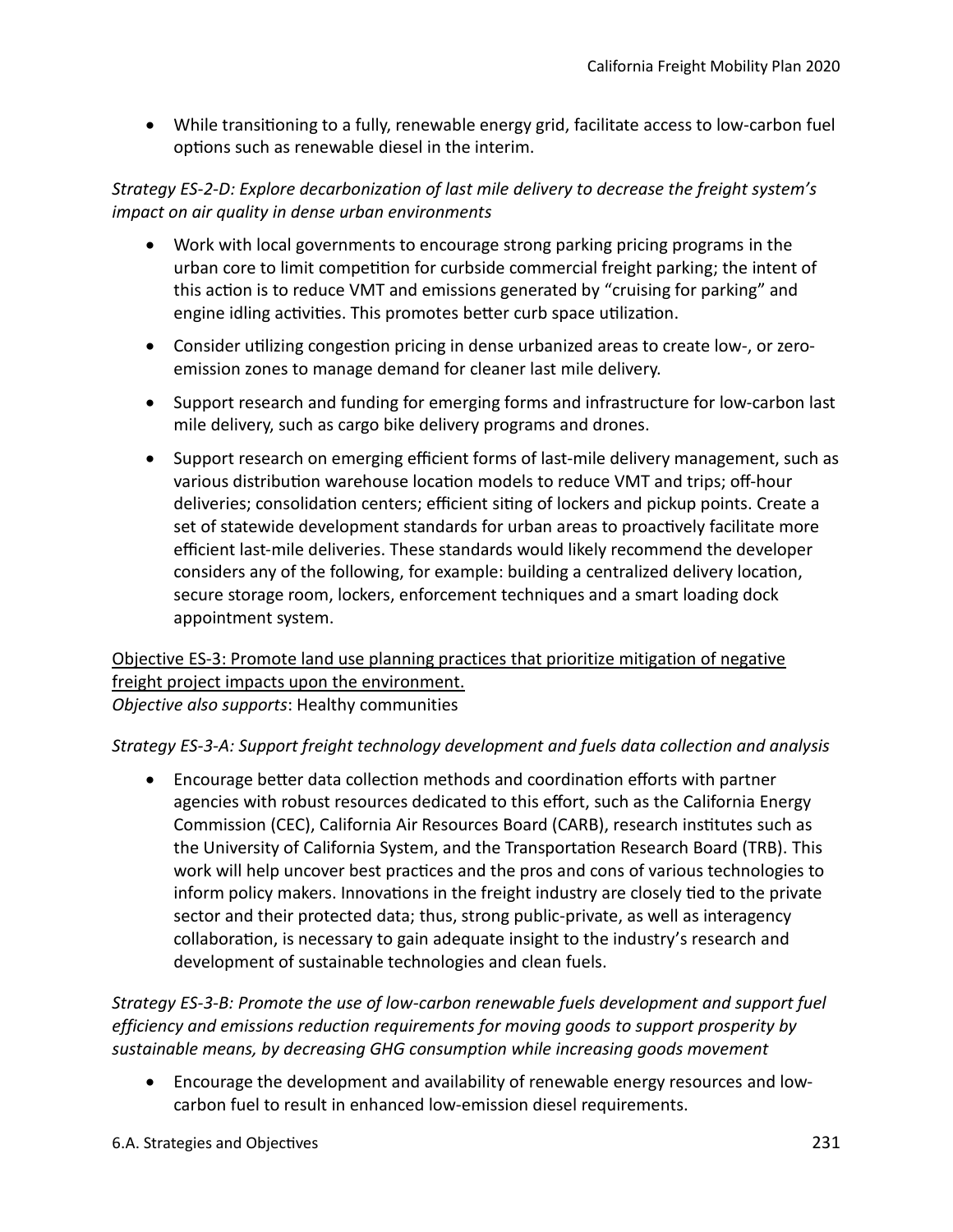- While transitioning to a fully, renewable energy grid, facilitate access to low-carbon fuel options such as renewable diesel in the interim.

*Strategy ES-2-D: Explore decarbonization of last mile delivery to decrease the freight system's impact on air quality in dense urban environments*

- Work with local governments to encourage strong parking pricing programs in the urban core to limit competition for curbside commercial freight parking; the intent of this action is to reduce VMT and emissions generated by "cruising for parking" and engine idling activities. This promotes better curb space utilization.
- Consider utilizing congestion pricing in dense urbanized areas to create low-, or zero-emission zones to manage demand for cleaner last mile delivery.
- Support research and funding for emerging forms and infrastructure for low-carbon last mile delivery, such as cargo bike delivery programs and drones.
- Support research on emerging efficient forms of last-mile delivery management, such as various distribution warehouse location models to reduce VMT and trips; off-hour deliveries; consolidation centers; efficient siting of lockers and pickup points. Create a set of statewide development standards for urban areas to proactively facilitate more efficient last-mile deliveries. These standards would likely recommend the developer considers any of the following, for example: building a centralized delivery location, secure storage room, lockers, enforcement techniques and a smart loading dock appointment system.

<u>Objective ES-3: Promote land use planning practices that prioritize mitigation of negative freight project impacts upon the environment.</u>
*Objective also supports*: Healthy communities

*Strategy ES-3-A: Support freight technology development and fuels data collection and analysis*

- Encourage better data collection methods and coordination efforts with partner agencies with robust resources dedicated to this effort, such as the California Energy Commission (CEC), California Air Resources Board (CARB), research institutes such as the University of California System, and the Transportation Research Board (TRB). This work will help uncover best practices and the pros and cons of various technologies to inform policy makers. Innovations in the freight industry are closely tied to the private sector and their protected data; thus, strong public-private, as well as interagency collaboration, is necessary to gain adequate insight to the industry's research and development of sustainable technologies and clean fuels.

*Strategy ES-3-B: Promote the use of low-carbon renewable fuels development and support fuel efficiency and emissions reduction requirements for moving goods to support prosperity by sustainable means, by decreasing GHG consumption while increasing goods movement*

- Encourage the development and availability of renewable energy resources and low-carbon fuel to result in enhanced low-emission diesel requirements.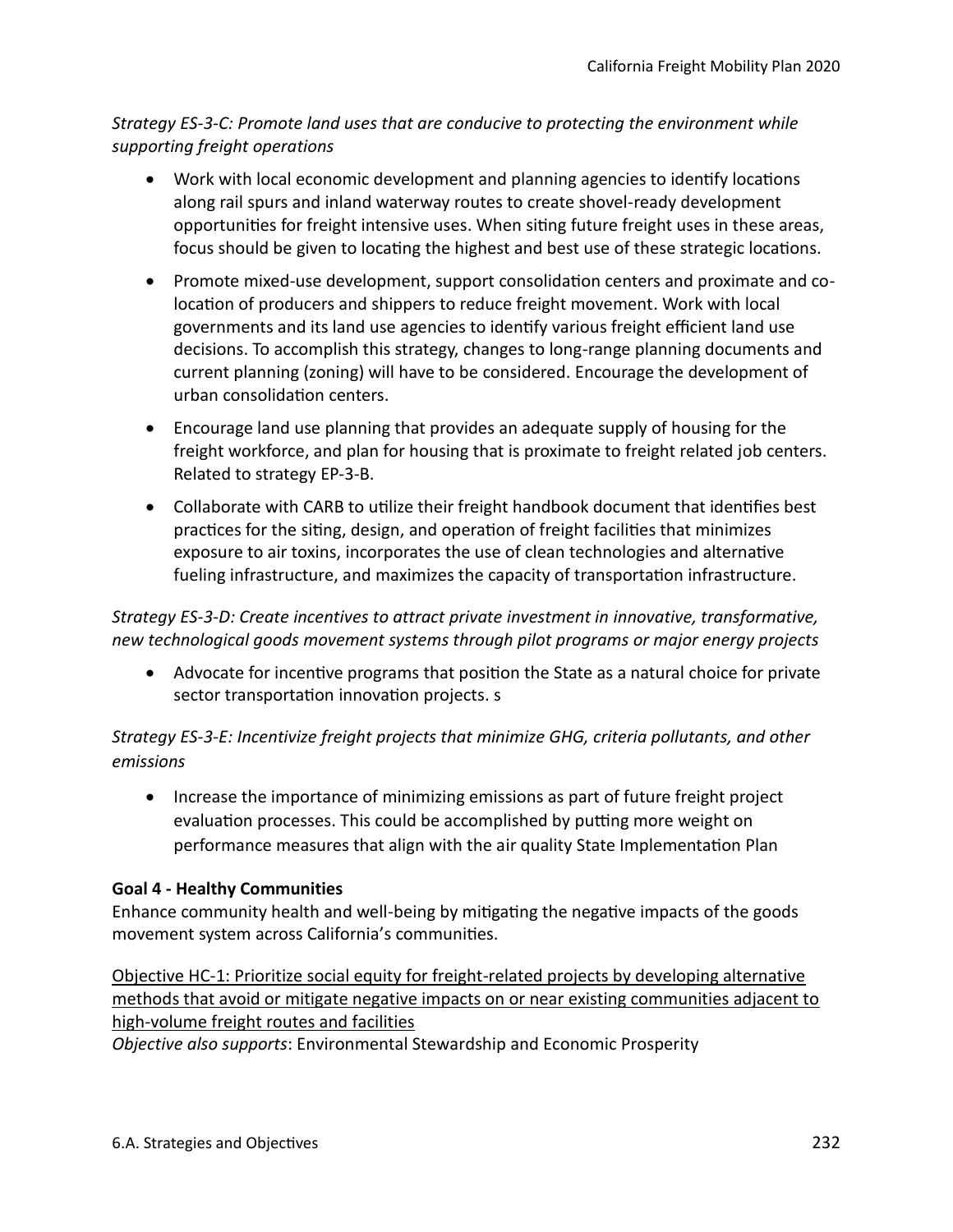*Strategy ES-3-C: Promote land uses that are conducive to protecting the environment while supporting freight operations*

- Work with local economic development and planning agencies to identify locations along rail spurs and inland waterway routes to create shovel-ready development opportunities for freight intensive uses. When siting future freight uses in these areas, focus should be given to locating the highest and best use of these strategic locations.
- Promote mixed-use development, support consolidation centers and proximate and co-location of producers and shippers to reduce freight movement. Work with local governments and its land use agencies to identify various freight efficient land use decisions. To accomplish this strategy, changes to long-range planning documents and current planning (zoning) will have to be considered. Encourage the development of urban consolidation centers.
- Encourage land use planning that provides an adequate supply of housing for the freight workforce, and plan for housing that is proximate to freight related job centers. Related to strategy EP-3-B.
- Collaborate with CARB to utilize their freight handbook document that identifies best practices for the siting, design, and operation of freight facilities that minimizes exposure to air toxins, incorporates the use of clean technologies and alternative fueling infrastructure, and maximizes the capacity of transportation infrastructure.

*Strategy ES-3-D: Create incentives to attract private investment in innovative, transformative, new technological goods movement systems through pilot programs or major energy projects*

- Advocate for incentive programs that position the State as a natural choice for private sector transportation innovation projects. s

*Strategy ES-3-E: Incentivize freight projects that minimize GHG, criteria pollutants, and other emissions*

- Increase the importance of minimizing emissions as part of future freight project evaluation processes. This could be accomplished by putting more weight on performance measures that align with the air quality State Implementation Plan

**Goal 4 - Healthy Communities**

Enhance community health and well-being by mitigating the negative impacts of the goods movement system across California's communities.

<u>Objective HC-1: Prioritize social equity for freight-related projects by developing alternative methods that avoid or mitigate negative impacts on or near existing communities adjacent to high-volume freight routes and facilities</u>

*Objective also supports*: Environmental Stewardship and Economic Prosperity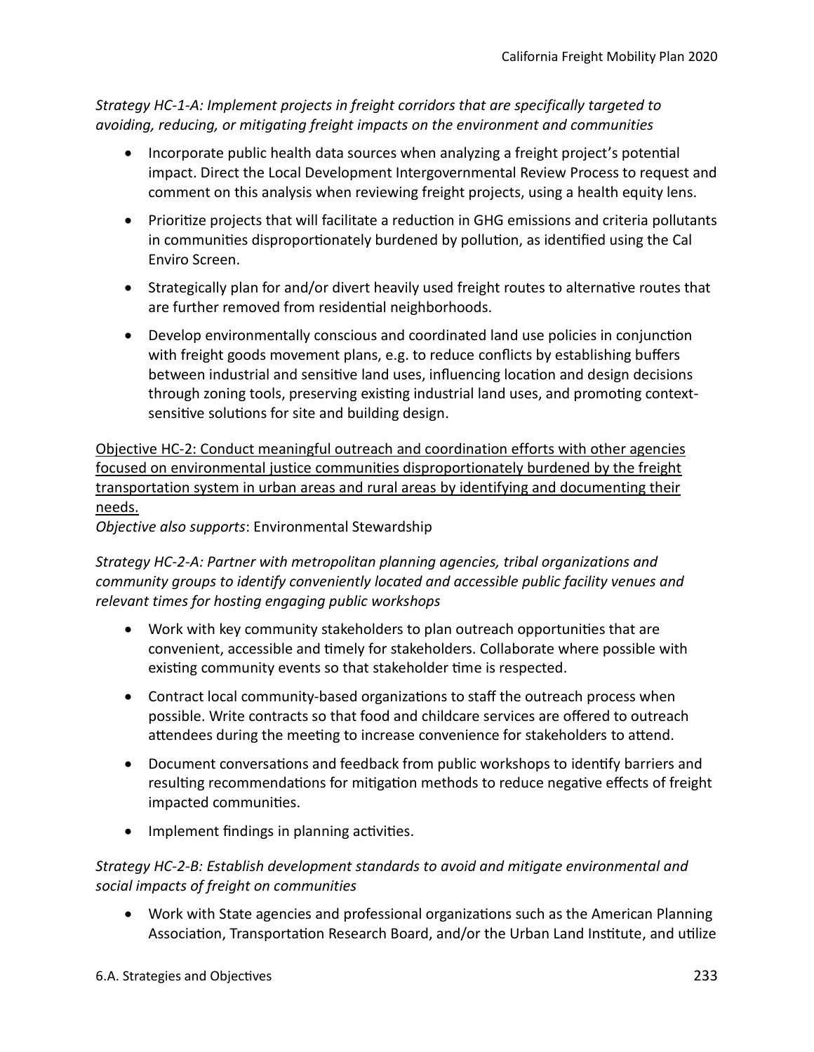*Strategy HC-1-A: Implement projects in freight corridors that are specifically targeted to avoiding, reducing, or mitigating freight impacts on the environment and communities*

- Incorporate public health data sources when analyzing a freight project's potential impact. Direct the Local Development Intergovernmental Review Process to request and comment on this analysis when reviewing freight projects, using a health equity lens.
- Prioritize projects that will facilitate a reduction in GHG emissions and criteria pollutants in communities disproportionately burdened by pollution, as identified using the Cal Enviro Screen.
- Strategically plan for and/or divert heavily used freight routes to alternative routes that are further removed from residential neighborhoods.
- Develop environmentally conscious and coordinated land use policies in conjunction with freight goods movement plans, e.g. to reduce conflicts by establishing buffers between industrial and sensitive land uses, influencing location and design decisions through zoning tools, preserving existing industrial land uses, and promoting context-sensitive solutions for site and building design.

<u>Objective HC-2: Conduct meaningful outreach and coordination efforts with other agencies focused on environmental justice communities disproportionately burdened by the freight transportation system in urban areas and rural areas by identifying and documenting their needs.</u>
*Objective also supports*: Environmental Stewardship

*Strategy HC-2-A: Partner with metropolitan planning agencies, tribal organizations and community groups to identify conveniently located and accessible public facility venues and relevant times for hosting engaging public workshops*

- Work with key community stakeholders to plan outreach opportunities that are convenient, accessible and timely for stakeholders. Collaborate where possible with existing community events so that stakeholder time is respected.
- Contract local community-based organizations to staff the outreach process when possible. Write contracts so that food and childcare services are offered to outreach attendees during the meeting to increase convenience for stakeholders to attend.
- Document conversations and feedback from public workshops to identify barriers and resulting recommendations for mitigation methods to reduce negative effects of freight impacted communities.
- Implement findings in planning activities.

*Strategy HC-2-B: Establish development standards to avoid and mitigate environmental and social impacts of freight on communities*

- Work with State agencies and professional organizations such as the American Planning Association, Transportation Research Board, and/or the Urban Land Institute, and utilize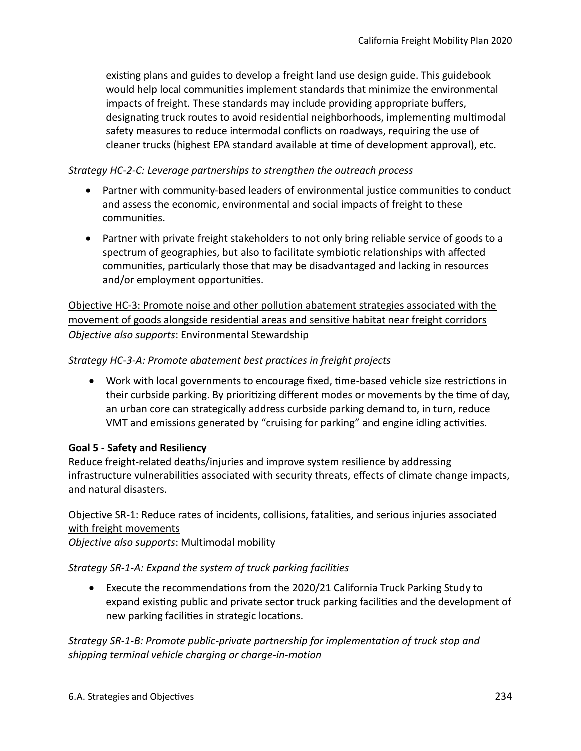existing plans and guides to develop a freight land use design guide. This guidebook would help local communities implement standards that minimize the environmental impacts of freight. These standards may include providing appropriate buffers, designating truck routes to avoid residential neighborhoods, implementing multimodal safety measures to reduce intermodal conflicts on roadways, requiring the use of cleaner trucks (highest EPA standard available at time of development approval), etc.

*Strategy HC-2-C: Leverage partnerships to strengthen the outreach process*

- Partner with community-based leaders of environmental justice communities to conduct and assess the economic, environmental and social impacts of freight to these communities.
- Partner with private freight stakeholders to not only bring reliable service of goods to a spectrum of geographies, but also to facilitate symbiotic relationships with affected communities, particularly those that may be disadvantaged and lacking in resources and/or employment opportunities.

<u>Objective HC-3: Promote noise and other pollution abatement strategies associated with the movement of goods alongside residential areas and sensitive habitat near freight corridors</u>
*Objective also supports*: Environmental Stewardship

*Strategy HC-3-A: Promote abatement best practices in freight projects*

- Work with local governments to encourage fixed, time-based vehicle size restrictions in their curbside parking. By prioritizing different modes or movements by the time of day, an urban core can strategically address curbside parking demand to, in turn, reduce VMT and emissions generated by "cruising for parking" and engine idling activities.

**Goal 5 - Safety and Resiliency**
Reduce freight-related deaths/injuries and improve system resilience by addressing infrastructure vulnerabilities associated with security threats, effects of climate change impacts, and natural disasters.

<u>Objective SR-1: Reduce rates of incidents, collisions, fatalities, and serious injuries associated with freight movements</u>
*Objective also supports*: Multimodal mobility

*Strategy SR-1-A: Expand the system of truck parking facilities*

- Execute the recommendations from the 2020/21 California Truck Parking Study to expand existing public and private sector truck parking facilities and the development of new parking facilities in strategic locations.

*Strategy SR-1-B: Promote public-private partnership for implementation of truck stop and shipping terminal vehicle charging or charge-in-motion*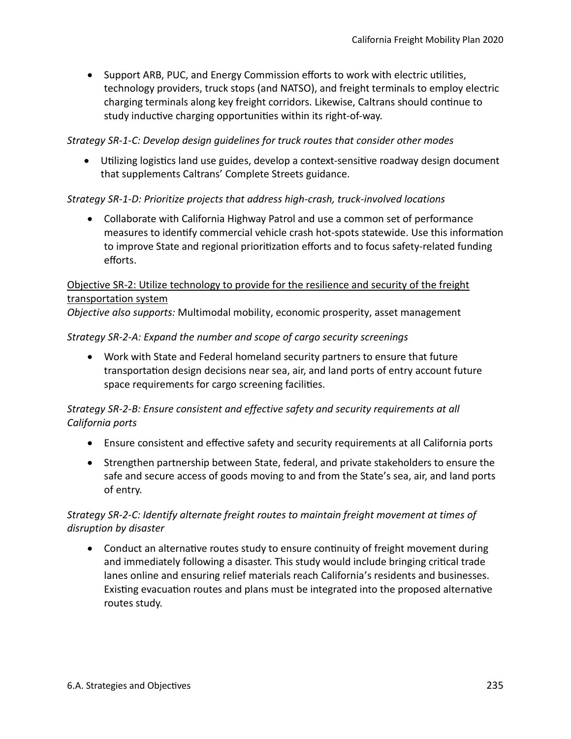- Support ARB, PUC, and Energy Commission efforts to work with electric utilities, technology providers, truck stops (and NATSO), and freight terminals to employ electric charging terminals along key freight corridors. Likewise, Caltrans should continue to study inductive charging opportunities within its right-of-way.

*Strategy SR-1-C: Develop design guidelines for truck routes that consider other modes*

- Utilizing logistics land use guides, develop a context-sensitive roadway design document that supplements Caltrans' Complete Streets guidance.

*Strategy SR-1-D: Prioritize projects that address high-crash, truck-involved locations*

- Collaborate with California Highway Patrol and use a common set of performance measures to identify commercial vehicle crash hot-spots statewide. Use this information to improve State and regional prioritization efforts and to focus safety-related funding efforts.

<u>Objective SR-2: Utilize technology to provide for the resilience and security of the freight transportation system</u>

*Objective also supports:* Multimodal mobility, economic prosperity, asset management

*Strategy SR-2-A: Expand the number and scope of cargo security screenings*

- Work with State and Federal homeland security partners to ensure that future transportation design decisions near sea, air, and land ports of entry account future space requirements for cargo screening facilities.

*Strategy SR-2-B: Ensure consistent and effective safety and security requirements at all California ports*

- Ensure consistent and effective safety and security requirements at all California ports
- Strengthen partnership between State, federal, and private stakeholders to ensure the safe and secure access of goods moving to and from the State's sea, air, and land ports of entry.

*Strategy SR-2-C: Identify alternate freight routes to maintain freight movement at times of disruption by disaster*

- Conduct an alternative routes study to ensure continuity of freight movement during and immediately following a disaster. This study would include bringing critical trade lanes online and ensuring relief materials reach California's residents and businesses. Existing evacuation routes and plans must be integrated into the proposed alternative routes study.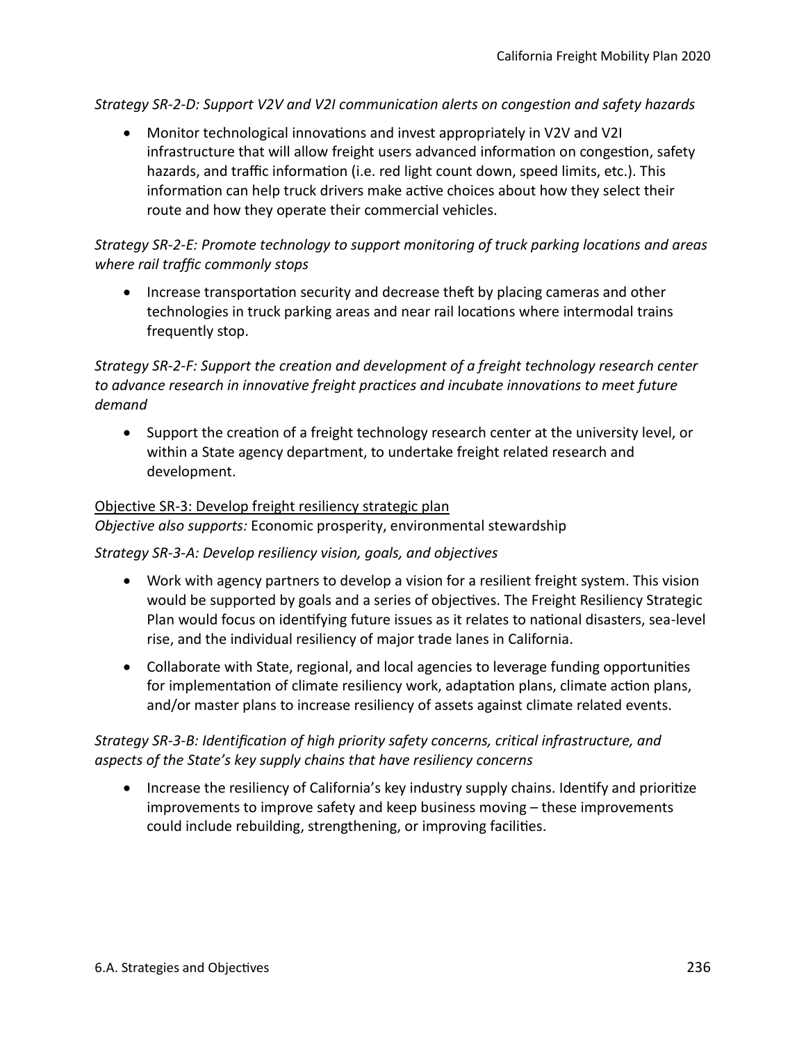*Strategy SR-2-D: Support V2V and V2I communication alerts on congestion and safety hazards*

- Monitor technological innovations and invest appropriately in V2V and V2I infrastructure that will allow freight users advanced information on congestion, safety hazards, and traffic information (i.e. red light count down, speed limits, etc.). This information can help truck drivers make active choices about how they select their route and how they operate their commercial vehicles.

*Strategy SR-2-E: Promote technology to support monitoring of truck parking locations and areas where rail traffic commonly stops*

- Increase transportation security and decrease theft by placing cameras and other technologies in truck parking areas and near rail locations where intermodal trains frequently stop.

*Strategy SR-2-F: Support the creation and development of a freight technology research center to advance research in innovative freight practices and incubate innovations to meet future demand*

- Support the creation of a freight technology research center at the university level, or within a State agency department, to undertake freight related research and development.

<u>Objective SR-3: Develop freight resiliency strategic plan</u>
*Objective also supports:* Economic prosperity, environmental stewardship

*Strategy SR-3-A: Develop resiliency vision, goals, and objectives*

- Work with agency partners to develop a vision for a resilient freight system. This vision would be supported by goals and a series of objectives. The Freight Resiliency Strategic Plan would focus on identifying future issues as it relates to national disasters, sea-level rise, and the individual resiliency of major trade lanes in California.
- Collaborate with State, regional, and local agencies to leverage funding opportunities for implementation of climate resiliency work, adaptation plans, climate action plans, and/or master plans to increase resiliency of assets against climate related events.

*Strategy SR-3-B: Identification of high priority safety concerns, critical infrastructure, and aspects of the State's key supply chains that have resiliency concerns*

- Increase the resiliency of California's key industry supply chains. Identify and prioritize improvements to improve safety and keep business moving – these improvements could include rebuilding, strengthening, or improving facilities.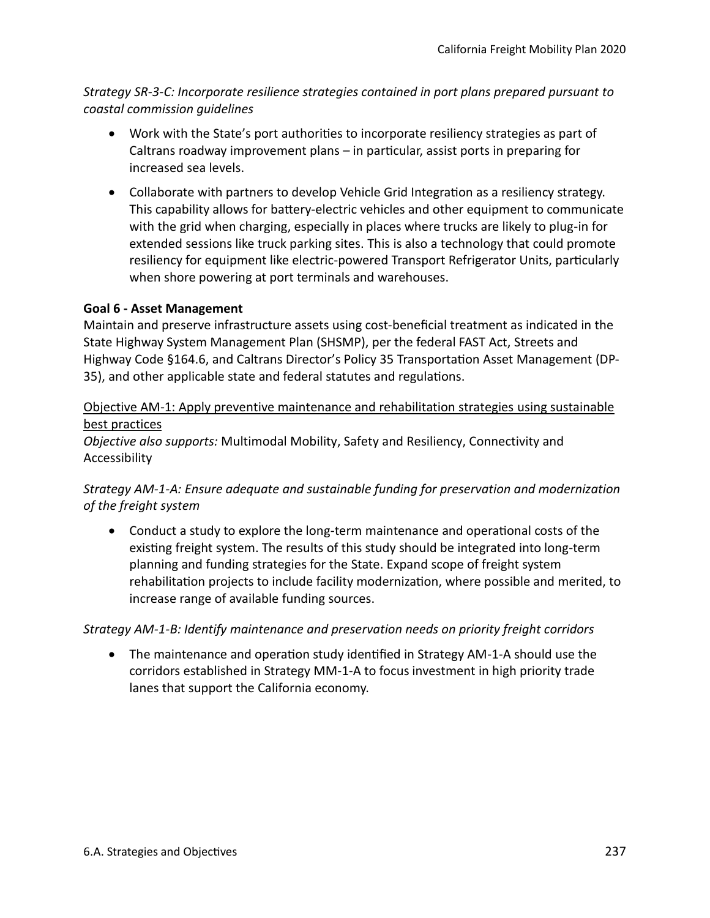*Strategy SR-3-C: Incorporate resilience strategies contained in port plans prepared pursuant to coastal commission guidelines*

- Work with the State's port authorities to incorporate resiliency strategies as part of Caltrans roadway improvement plans – in particular, assist ports in preparing for increased sea levels.
- Collaborate with partners to develop Vehicle Grid Integration as a resiliency strategy. This capability allows for battery-electric vehicles and other equipment to communicate with the grid when charging, especially in places where trucks are likely to plug-in for extended sessions like truck parking sites. This is also a technology that could promote resiliency for equipment like electric-powered Transport Refrigerator Units, particularly when shore powering at port terminals and warehouses.

**Goal 6 - Asset Management**

Maintain and preserve infrastructure assets using cost-beneficial treatment as indicated in the State Highway System Management Plan (SHSMP), per the federal FAST Act, Streets and Highway Code §164.6, and Caltrans Director's Policy 35 Transportation Asset Management (DP-35), and other applicable state and federal statutes and regulations.

<u>Objective AM-1: Apply preventive maintenance and rehabilitation strategies using sustainable best practices</u>

*Objective also supports:* Multimodal Mobility, Safety and Resiliency, Connectivity and Accessibility

*Strategy AM-1-A: Ensure adequate and sustainable funding for preservation and modernization of the freight system*

- Conduct a study to explore the long-term maintenance and operational costs of the existing freight system. The results of this study should be integrated into long-term planning and funding strategies for the State. Expand scope of freight system rehabilitation projects to include facility modernization, where possible and merited, to increase range of available funding sources.

*Strategy AM-1-B: Identify maintenance and preservation needs on priority freight corridors*

- The maintenance and operation study identified in Strategy AM-1-A should use the corridors established in Strategy MM-1-A to focus investment in high priority trade lanes that support the California economy.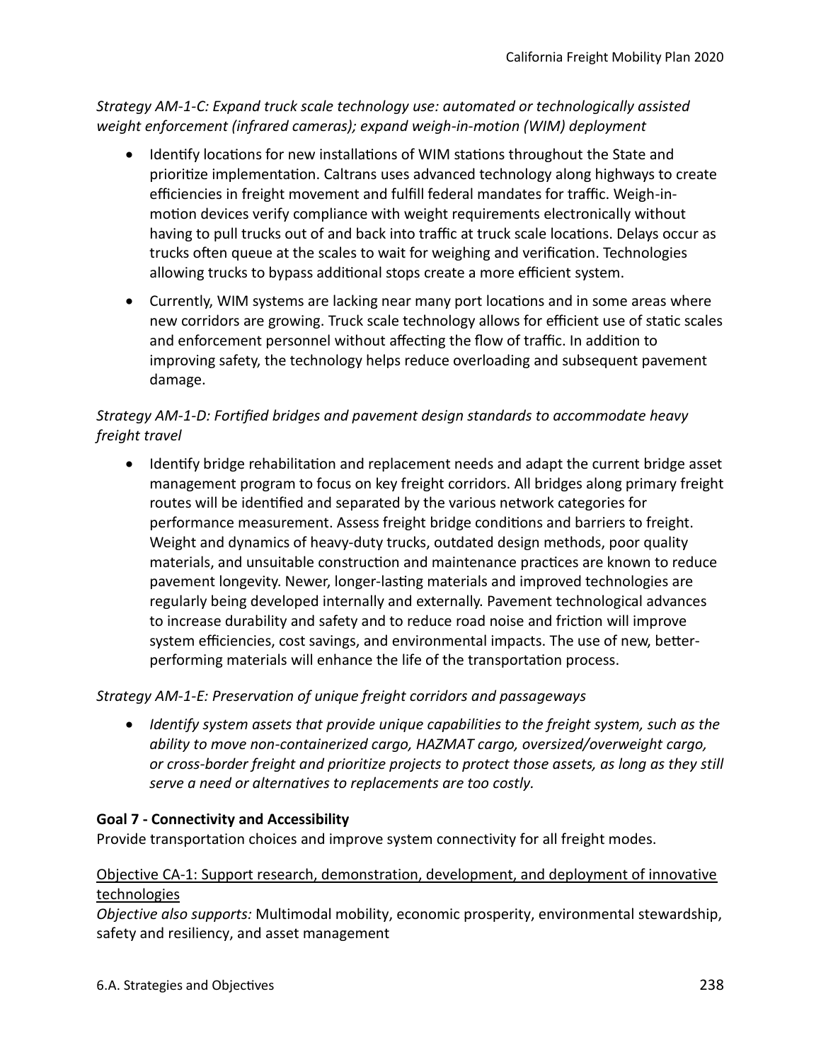*Strategy AM-1-C: Expand truck scale technology use: automated or technologically assisted weight enforcement (infrared cameras); expand weigh-in-motion (WIM) deployment*

- Identify locations for new installations of WIM stations throughout the State and prioritize implementation. Caltrans uses advanced technology along highways to create efficiencies in freight movement and fulfill federal mandates for traffic. Weigh-in-motion devices verify compliance with weight requirements electronically without having to pull trucks out of and back into traffic at truck scale locations. Delays occur as trucks often queue at the scales to wait for weighing and verification. Technologies allowing trucks to bypass additional stops create a more efficient system.
- Currently, WIM systems are lacking near many port locations and in some areas where new corridors are growing. Truck scale technology allows for efficient use of static scales and enforcement personnel without affecting the flow of traffic. In addition to improving safety, the technology helps reduce overloading and subsequent pavement damage.

*Strategy AM-1-D: Fortified bridges and pavement design standards to accommodate heavy freight travel*

- Identify bridge rehabilitation and replacement needs and adapt the current bridge asset management program to focus on key freight corridors. All bridges along primary freight routes will be identified and separated by the various network categories for performance measurement. Assess freight bridge conditions and barriers to freight. Weight and dynamics of heavy-duty trucks, outdated design methods, poor quality materials, and unsuitable construction and maintenance practices are known to reduce pavement longevity. Newer, longer-lasting materials and improved technologies are regularly being developed internally and externally. Pavement technological advances to increase durability and safety and to reduce road noise and friction will improve system efficiencies, cost savings, and environmental impacts. The use of new, better-performing materials will enhance the life of the transportation process.

*Strategy AM-1-E: Preservation of unique freight corridors and passageways*

- *Identify system assets that provide unique capabilities to the freight system, such as the ability to move non-containerized cargo, HAZMAT cargo, oversized/overweight cargo, or cross-border freight and prioritize projects to protect those assets, as long as they still serve a need or alternatives to replacements are too costly.*

**Goal 7 - Connectivity and Accessibility**

Provide transportation choices and improve system connectivity for all freight modes.

<u>Objective CA-1: Support research, demonstration, development, and deployment of innovative technologies</u>

*Objective also supports:* Multimodal mobility, economic prosperity, environmental stewardship, safety and resiliency, and asset management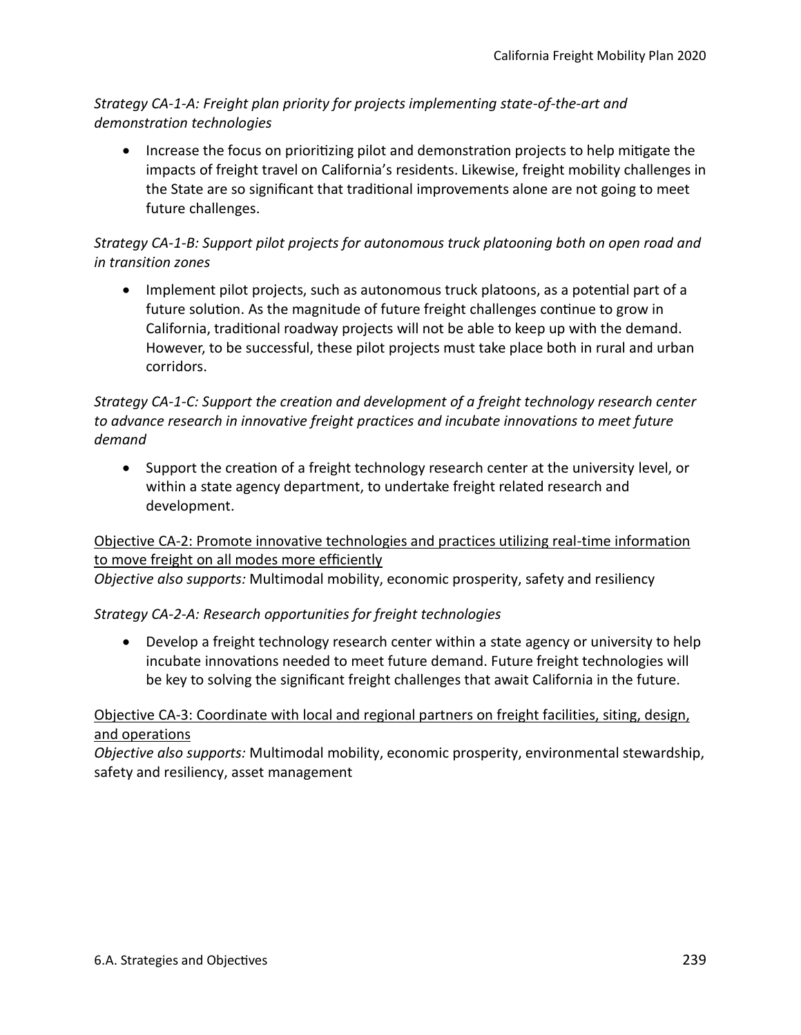*Strategy CA-1-A: Freight plan priority for projects implementing state-of-the-art and demonstration technologies*

- Increase the focus on prioritizing pilot and demonstration projects to help mitigate the impacts of freight travel on California's residents. Likewise, freight mobility challenges in the State are so significant that traditional improvements alone are not going to meet future challenges.

*Strategy CA-1-B: Support pilot projects for autonomous truck platooning both on open road and in transition zones*

- Implement pilot projects, such as autonomous truck platoons, as a potential part of a future solution. As the magnitude of future freight challenges continue to grow in California, traditional roadway projects will not be able to keep up with the demand. However, to be successful, these pilot projects must take place both in rural and urban corridors.

*Strategy CA-1-C: Support the creation and development of a freight technology research center to advance research in innovative freight practices and incubate innovations to meet future demand*

- Support the creation of a freight technology research center at the university level, or within a state agency department, to undertake freight related research and development.

<u>Objective CA-2: Promote innovative technologies and practices utilizing real-time information to move freight on all modes more efficiently</u>
*Objective also supports:* Multimodal mobility, economic prosperity, safety and resiliency

*Strategy CA-2-A: Research opportunities for freight technologies*

- Develop a freight technology research center within a state agency or university to help incubate innovations needed to meet future demand. Future freight technologies will be key to solving the significant freight challenges that await California in the future.

<u>Objective CA-3: Coordinate with local and regional partners on freight facilities, siting, design, and operations</u>
*Objective also supports:* Multimodal mobility, economic prosperity, environmental stewardship, safety and resiliency, asset management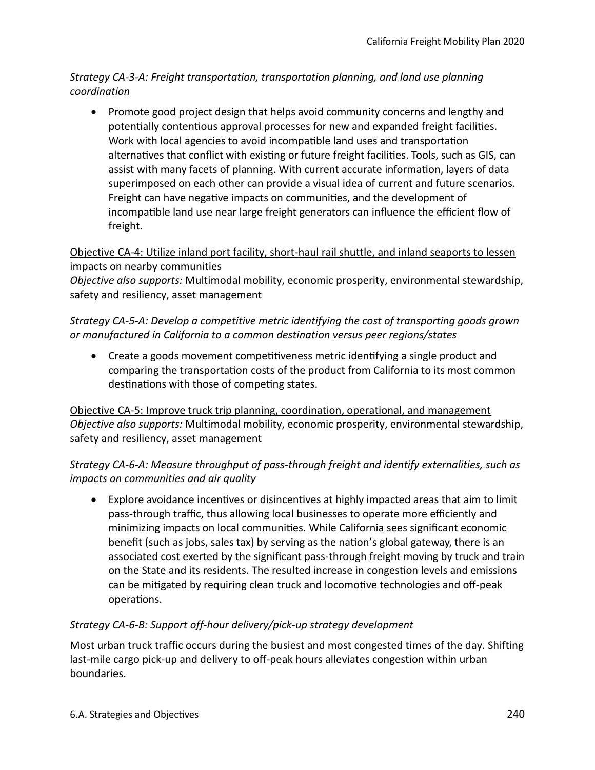*Strategy CA-3-A: Freight transportation, transportation planning, and land use planning coordination*

- Promote good project design that helps avoid community concerns and lengthy and potentially contentious approval processes for new and expanded freight facilities. Work with local agencies to avoid incompatible land uses and transportation alternatives that conflict with existing or future freight facilities. Tools, such as GIS, can assist with many facets of planning. With current accurate information, layers of data superimposed on each other can provide a visual idea of current and future scenarios. Freight can have negative impacts on communities, and the development of incompatible land use near large freight generators can influence the efficient flow of freight.

<u>Objective CA-4: Utilize inland port facility, short-haul rail shuttle, and inland seaports to lessen impacts on nearby communities</u>
*Objective also supports:* Multimodal mobility, economic prosperity, environmental stewardship, safety and resiliency, asset management

*Strategy CA-5-A: Develop a competitive metric identifying the cost of transporting goods grown or manufactured in California to a common destination versus peer regions/states*

- Create a goods movement competitiveness metric identifying a single product and comparing the transportation costs of the product from California to its most common destinations with those of competing states.

<u>Objective CA-5: Improve truck trip planning, coordination, operational, and management</u>
*Objective also supports:* Multimodal mobility, economic prosperity, environmental stewardship, safety and resiliency, asset management

*Strategy CA-6-A: Measure throughput of pass-through freight and identify externalities, such as impacts on communities and air quality*

- Explore avoidance incentives or disincentives at highly impacted areas that aim to limit pass-through traffic, thus allowing local businesses to operate more efficiently and minimizing impacts on local communities. While California sees significant economic benefit (such as jobs, sales tax) by serving as the nation's global gateway, there is an associated cost exerted by the significant pass-through freight moving by truck and train on the State and its residents. The resulted increase in congestion levels and emissions can be mitigated by requiring clean truck and locomotive technologies and off-peak operations.

*Strategy CA-6-B: Support off-hour delivery/pick-up strategy development*

Most urban truck traffic occurs during the busiest and most congested times of the day. Shifting last-mile cargo pick-up and delivery to off-peak hours alleviates congestion within urban boundaries.